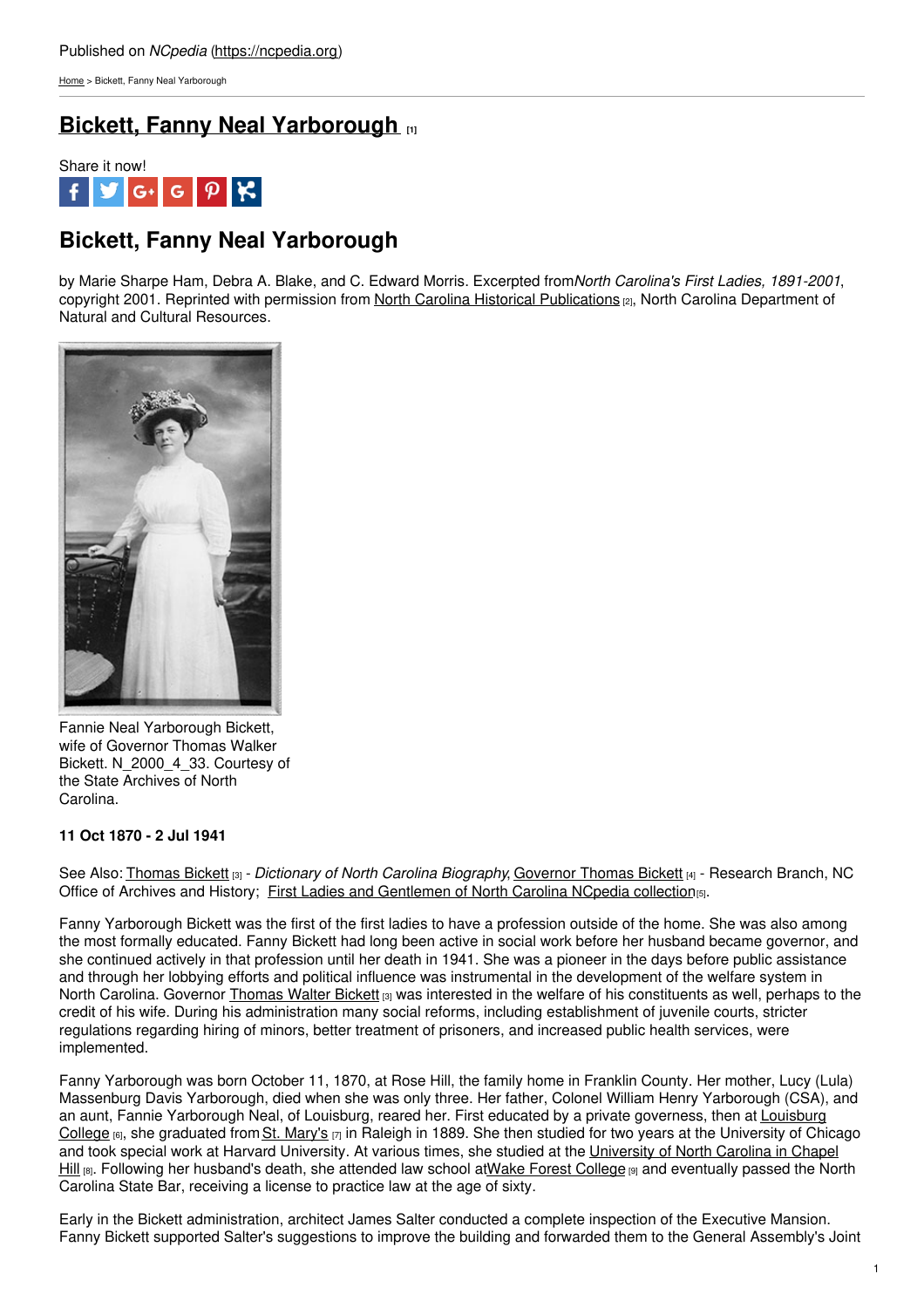Published on *NCpedia* (https://ncpedia.org)

Home > Bickett, Fanny Neal Yarborough

# Bickett, Fanny Neal Yarborough [1]

Share it now!

## Bickett, Fanny Neal Yarborough

by Marie Sharpe Ham, Debra A. Blake, and C. Edward Morris. Excerpted from *North Carolina's First Ladies, 1891-2001*, copyright 2001. Reprinted with permission from North Carolina Historical Publications [2], North Carolina Department of Natural and Cultural Resources.

Fannie Neal Yarborough Bickett, wife of Governor Thomas Walker Bickett. N_2000_4_33. Courtesy of the State Archives of North Carolina.

**11 Oct 1870 - 2 Jul 1941**

See Also: Thomas Bickett [3] - *Dictionary of North Carolina Biography*, Governor Thomas Bickett [4] - Research Branch, NC Office of Archives and History; First Ladies and Gentlemen of North Carolina NCpedia collection [5].

Fanny Yarborough Bickett was the first of the first ladies to have a profession outside of the home. She was also among the most formally educated. Fanny Bickett had long been active in social work before her husband became governor, and she continued actively in that profession until her death in 1941. She was a pioneer in the days before public assistance and through her lobbying efforts and political influence was instrumental in the development of the welfare system in North Carolina. Governor Thomas Walter Bickett [3] was interested in the welfare of his constituents as well, perhaps to the credit of his wife. During his administration many social reforms, including establishment of juvenile courts, stricter regulations regarding hiring of minors, better treatment of prisoners, and increased public health services, were implemented.

Fanny Yarborough was born October 11, 1870, at Rose Hill, the family home in Franklin County. Her mother, Lucy (Lula) Massenburg Davis Yarborough, died when she was only three. Her father, Colonel William Henry Yarborough (CSA), and an aunt, Fannie Yarborough Neal, of Louisburg, reared her. First educated by a private governess, then at Louisburg College [6], she graduated from St. Mary's [7] in Raleigh in 1889. She then studied for two years at the University of Chicago and took special work at Harvard University. At various times, she studied at the University of North Carolina in Chapel Hill [8]. Following her husband's death, she attended law school at Wake Forest College [9] and eventually passed the North Carolina State Bar, receiving a license to practice law at the age of sixty.

Early in the Bickett administration, architect James Salter conducted a complete inspection of the Executive Mansion. Fanny Bickett supported Salter's suggestions to improve the building and forwarded them to the General Assembly's Joint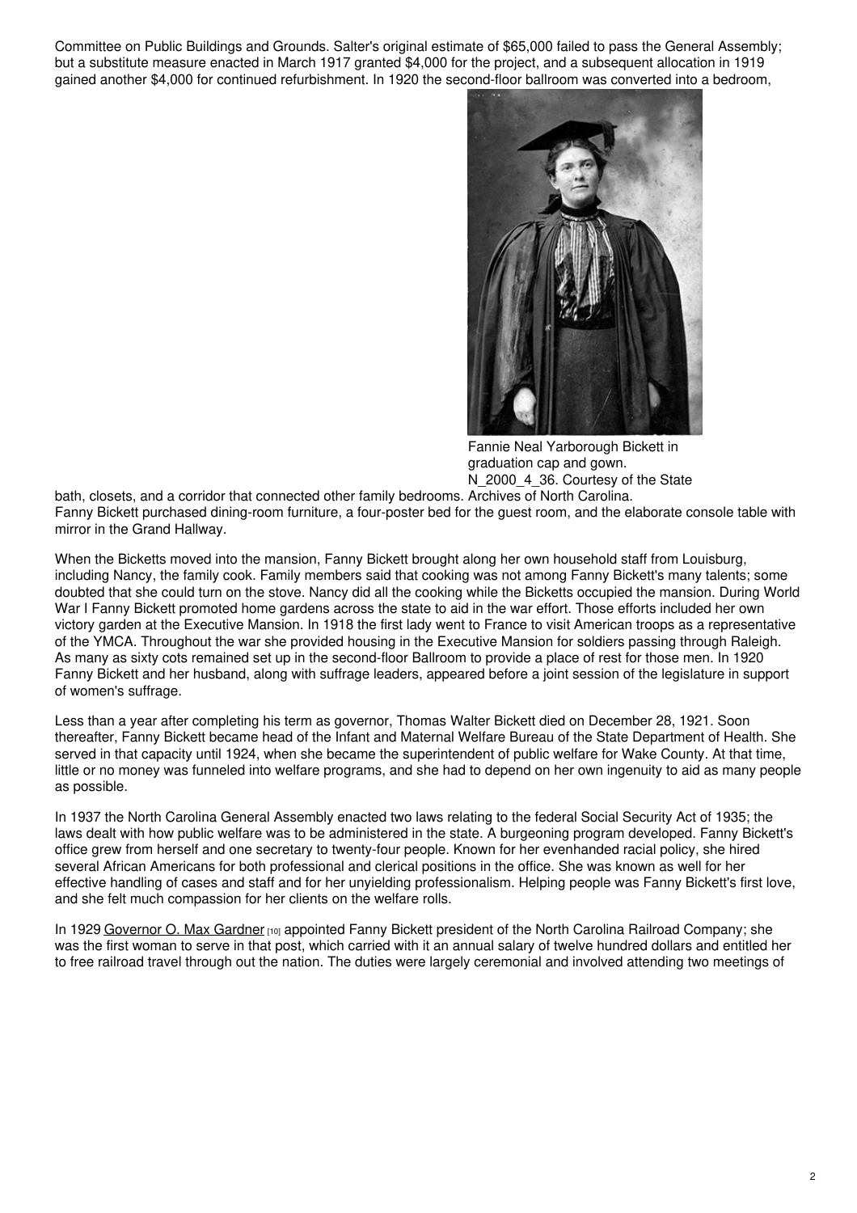Committee on Public Buildings and Grounds. Salter's original estimate of $65,000 failed to pass the General Assembly; but a substitute measure enacted in March 1917 granted $4,000 for the project, and a subsequent allocation in 1919 gained another $4,000 for continued refurbishment. In 1920 the second-floor ballroom was converted into a bedroom, bath, closets, and a corridor that connected other family bedrooms. Fanny Bickett purchased dining-room furniture, a four-poster bed for the guest room, and the elaborate console table with mirror in the Grand Hallway.

Fannie Neal Yarborough Bickett in graduation cap and gown. N_2000_4_36. Courtesy of the State Archives of North Carolina.

When the Bicketts moved into the mansion, Fanny Bickett brought along her own household staff from Louisburg, including Nancy, the family cook. Family members said that cooking was not among Fanny Bickett's many talents; some doubted that she could turn on the stove. Nancy did all the cooking while the Bicketts occupied the mansion. During World War I Fanny Bickett promoted home gardens across the state to aid in the war effort. Those efforts included her own victory garden at the Executive Mansion. In 1918 the first lady went to France to visit American troops as a representative of the YMCA. Throughout the war she provided housing in the Executive Mansion for soldiers passing through Raleigh. As many as sixty cots remained set up in the second-floor Ballroom to provide a place of rest for those men. In 1920 Fanny Bickett and her husband, along with suffrage leaders, appeared before a joint session of the legislature in support of women's suffrage.

Less than a year after completing his term as governor, Thomas Walter Bickett died on December 28, 1921. Soon thereafter, Fanny Bickett became head of the Infant and Maternal Welfare Bureau of the State Department of Health. She served in that capacity until 1924, when she became the superintendent of public welfare for Wake County. At that time, little or no money was funneled into welfare programs, and she had to depend on her own ingenuity to aid as many people as possible.

In 1937 the North Carolina General Assembly enacted two laws relating to the federal Social Security Act of 1935; the laws dealt with how public welfare was to be administered in the state. A burgeoning program developed. Fanny Bickett's office grew from herself and one secretary to twenty-four people. Known for her evenhanded racial policy, she hired several African Americans for both professional and clerical positions in the office. She was known as well for her effective handling of cases and staff and for her unyielding professionalism. Helping people was Fanny Bickett's first love, and she felt much compassion for her clients on the welfare rolls.

In 1929 Governor O. Max Gardner [10] appointed Fanny Bickett president of the North Carolina Railroad Company; she was the first woman to serve in that post, which carried with it an annual salary of twelve hundred dollars and entitled her to free railroad travel through out the nation. The duties were largely ceremonial and involved attending two meetings of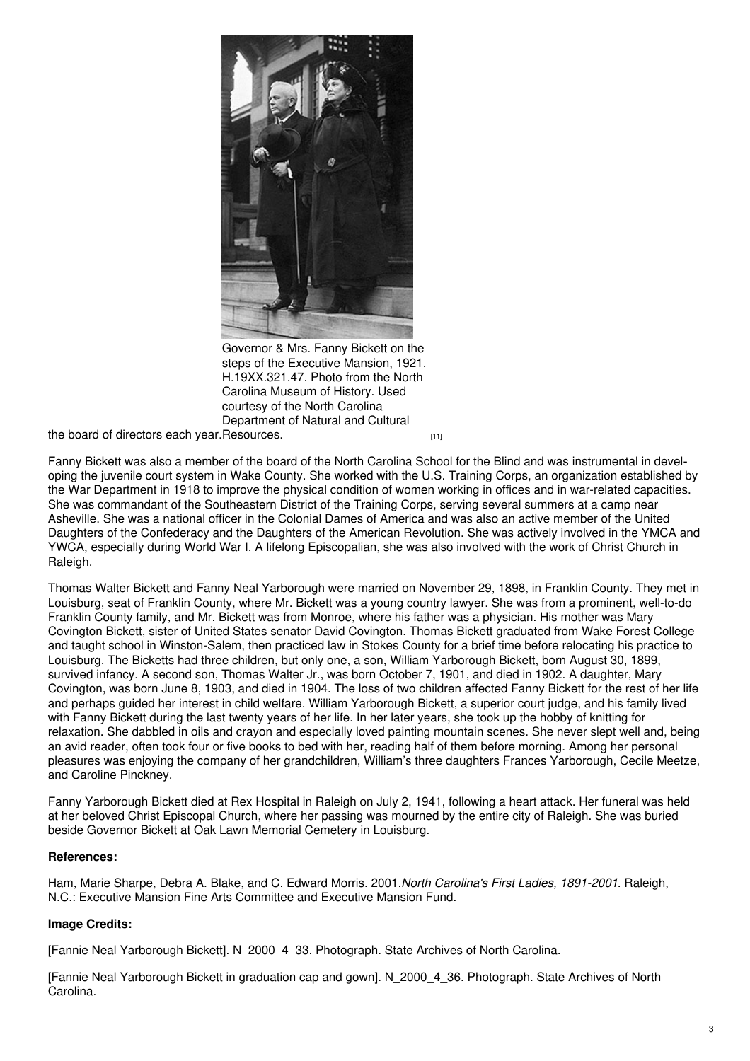Governor & Mrs. Fanny Bickett on the steps of the Executive Mansion, 1921. H.19XX.321.47. Photo from the North Carolina Museum of History. Used courtesy of the North Carolina Department of Natural and Cultural Resources. [11]

the board of directors each year.

Fanny Bickett was also a member of the board of the North Carolina School for the Blind and was instrumental in developing the juvenile court system in Wake County. She worked with the U.S. Training Corps, an organization established by the War Department in 1918 to improve the physical condition of women working in offices and in war-related capacities. She was commandant of the Southeastern District of the Training Corps, serving several summers at a camp near Asheville. She was a national officer in the Colonial Dames of America and was also an active member of the United Daughters of the Confederacy and the Daughters of the American Revolution. She was actively involved in the YMCA and YWCA, especially during World War I. A lifelong Episcopalian, she was also involved with the work of Christ Church in Raleigh.

Thomas Walter Bickett and Fanny Neal Yarborough were married on November 29, 1898, in Franklin County. They met in Louisburg, seat of Franklin County, where Mr. Bickett was a young country lawyer. She was from a prominent, well-to-do Franklin County family, and Mr. Bickett was from Monroe, where his father was a physician. His mother was Mary Covington Bickett, sister of United States senator David Covington. Thomas Bickett graduated from Wake Forest College and taught school in Winston-Salem, then practiced law in Stokes County for a brief time before relocating his practice to Louisburg. The Bicketts had three children, but only one, a son, William Yarborough Bickett, born August 30, 1899, survived infancy. A second son, Thomas Walter Jr., was born October 7, 1901, and died in 1902. A daughter, Mary Covington, was born June 8, 1903, and died in 1904. The loss of two children affected Fanny Bickett for the rest of her life and perhaps guided her interest in child welfare. William Yarborough Bickett, a superior court judge, and his family lived with Fanny Bickett during the last twenty years of her life. In her later years, she took up the hobby of knitting for relaxation. She dabbled in oils and crayon and especially loved painting mountain scenes. She never slept well and, being an avid reader, often took four or five books to bed with her, reading half of them before morning. Among her personal pleasures was enjoying the company of her grandchildren, William's three daughters Frances Yarborough, Cecile Meetze, and Caroline Pinckney.

Fanny Yarborough Bickett died at Rex Hospital in Raleigh on July 2, 1941, following a heart attack. Her funeral was held at her beloved Christ Episcopal Church, where her passing was mourned by the entire city of Raleigh. She was buried beside Governor Bickett at Oak Lawn Memorial Cemetery in Louisburg.

**References:**

Ham, Marie Sharpe, Debra A. Blake, and C. Edward Morris. 2001.*North Carolina's First Ladies, 1891-2001*. Raleigh, N.C.: Executive Mansion Fine Arts Committee and Executive Mansion Fund.

**Image Credits:**

[Fannie Neal Yarborough Bickett]. N_2000_4_33. Photograph. State Archives of North Carolina.

[Fannie Neal Yarborough Bickett in graduation cap and gown]. N_2000_4_36. Photograph. State Archives of North Carolina.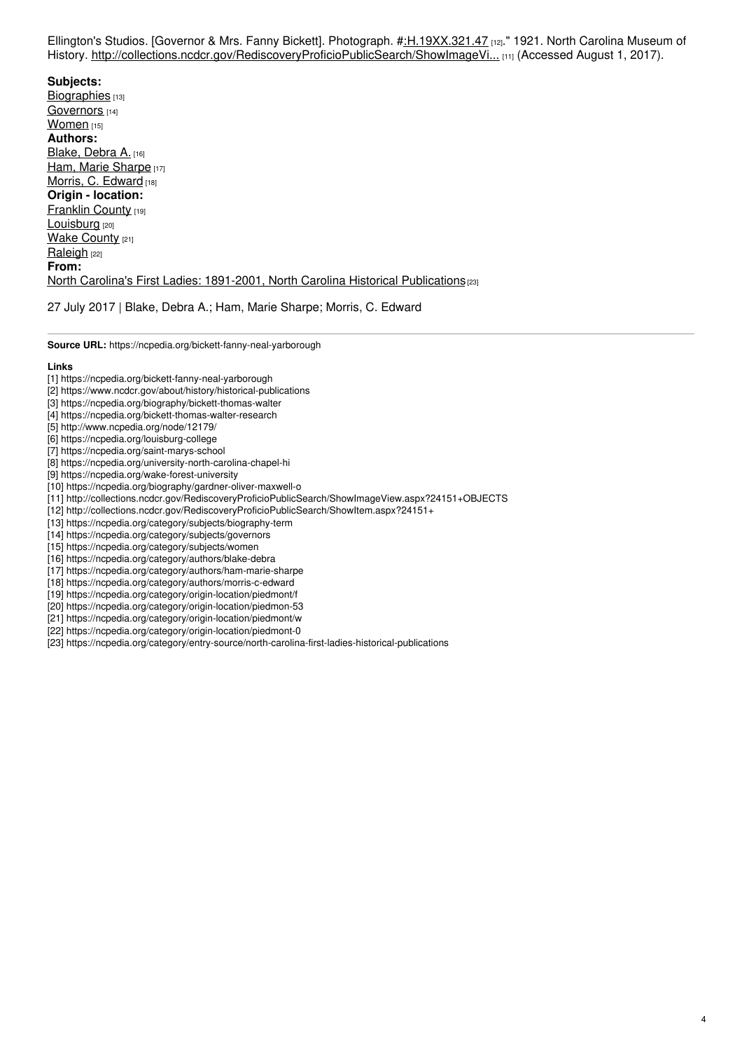Ellington's Studios. [Governor & Mrs. Fanny Bickett]. Photograph. #:H.19XX.321.47 [12]." 1921. North Carolina Museum of History. http://collections.ncdcr.gov/RediscoveryProficioPublicSearch/ShowImageVi... [11] (Accessed August 1, 2017).

**Subjects:**
Biographies [13]
Governors [14]
Women [15]
**Authors:**
Blake, Debra A. [16]
Ham, Marie Sharpe [17]
Morris, C. Edward [18]
**Origin - location:**
Franklin County [19]
Louisburg [20]
Wake County [21]
Raleigh [22]
**From:**
North Carolina's First Ladies: 1891-2001, North Carolina Historical Publications [23]

27 July 2017 | Blake, Debra A.; Ham, Marie Sharpe; Morris, C. Edward

---

**Source URL:** https://ncpedia.org/bickett-fanny-neal-yarborough

**Links**
[1] https://ncpedia.org/bickett-fanny-neal-yarborough
[2] https://www.ncdcr.gov/about/history/historical-publications
[3] https://ncpedia.org/biography/bickett-thomas-walter
[4] https://ncpedia.org/bickett-thomas-walter-research
[5] http://www.ncpedia.org/node/12179/
[6] https://ncpedia.org/louisburg-college
[7] https://ncpedia.org/saint-marys-school
[8] https://ncpedia.org/university-north-carolina-chapel-hi
[9] https://ncpedia.org/wake-forest-university
[10] https://ncpedia.org/biography/gardner-oliver-maxwell-o
[11] http://collections.ncdcr.gov/RediscoveryProficioPublicSearch/ShowImageView.aspx?24151+OBJECTS
[12] http://collections.ncdcr.gov/RediscoveryProficioPublicSearch/ShowItem.aspx?24151+
[13] https://ncpedia.org/category/subjects/biography-term
[14] https://ncpedia.org/category/subjects/governors
[15] https://ncpedia.org/category/subjects/women
[16] https://ncpedia.org/category/authors/blake-debra
[17] https://ncpedia.org/category/authors/ham-marie-sharpe
[18] https://ncpedia.org/category/authors/morris-c-edward
[19] https://ncpedia.org/category/origin-location/piedmont/f
[20] https://ncpedia.org/category/origin-location/piedmon-53
[21] https://ncpedia.org/category/origin-location/piedmont/w
[22] https://ncpedia.org/category/origin-location/piedmont-0
[23] https://ncpedia.org/category/entry-source/north-carolina-first-ladies-historical-publications